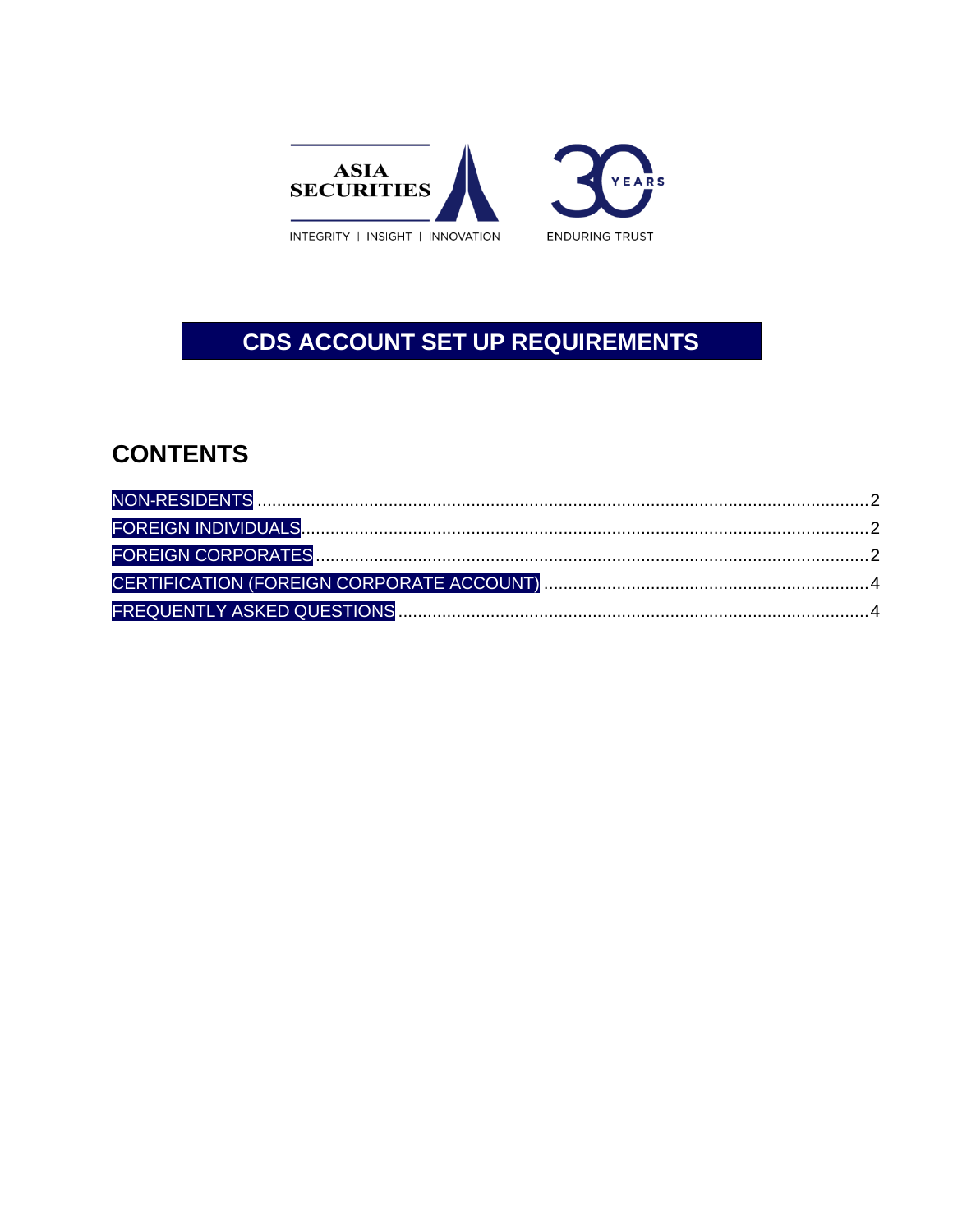ASIA SECURITIES

INTEGRITY | INSIGHT | INNOVATION

30 YEARS

ENDURING TRUST

# CDS ACCOUNT SET UP REQUIREMENTS

## CONTENTS

NON-RESIDENTS ............................................................ 2
FOREIGN INDIVIDUALS ...................................................... 2
FOREIGN CORPORATES ....................................................... 2
CERTIFICATION (FOREIGN CORPORATE ACCOUNT) ........................... 4
FREQUENTLY ASKED QUESTIONS ............................................. 4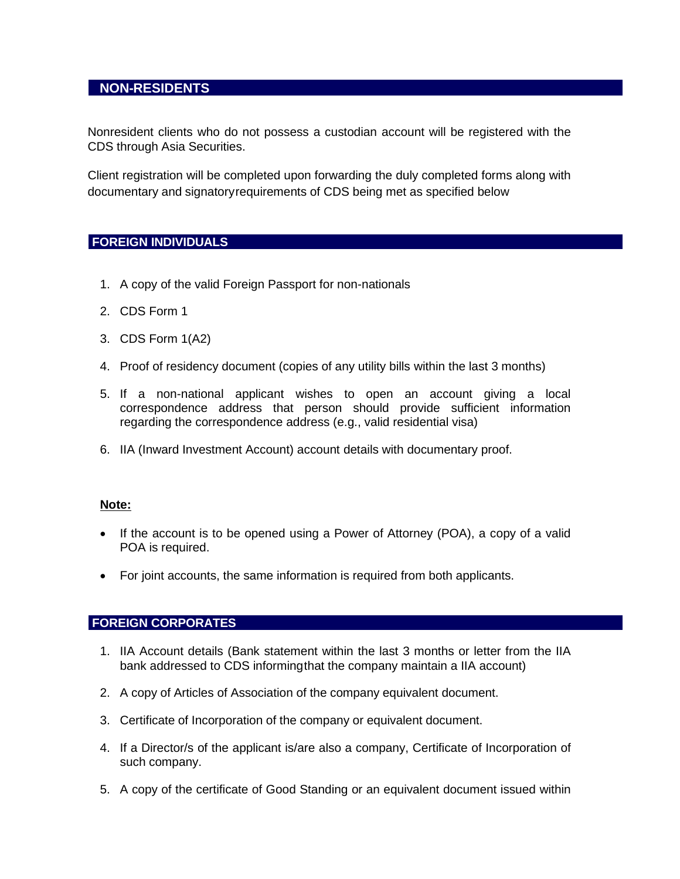## NON-RESIDENTS

Nonresident clients who do not possess a custodian account will be registered with the CDS through Asia Securities.

Client registration will be completed upon forwarding the duly completed forms along with documentary and signatory requirements of CDS being met as specified below

## FOREIGN INDIVIDUALS

1. A copy of the valid Foreign Passport for non-nationals
2. CDS Form 1
3. CDS Form 1(A2)
4. Proof of residency document (copies of any utility bills within the last 3 months)
5. If a non-national applicant wishes to open an account giving a local correspondence address that person should provide sufficient information regarding the correspondence address (e.g., valid residential visa)
6. IIA (Inward Investment Account) account details with documentary proof.

**Note:**

- If the account is to be opened using a Power of Attorney (POA), a copy of a valid POA is required.
- For joint accounts, the same information is required from both applicants.

## FOREIGN CORPORATES

1. IIA Account details (Bank statement within the last 3 months or letter from the IIA bank addressed to CDS informing that the company maintain a IIA account)
2. A copy of Articles of Association of the company equivalent document.
3. Certificate of Incorporation of the company or equivalent document.
4. If a Director/s of the applicant is/are also a company, Certificate of Incorporation of such company.
5. A copy of the certificate of Good Standing or an equivalent document issued within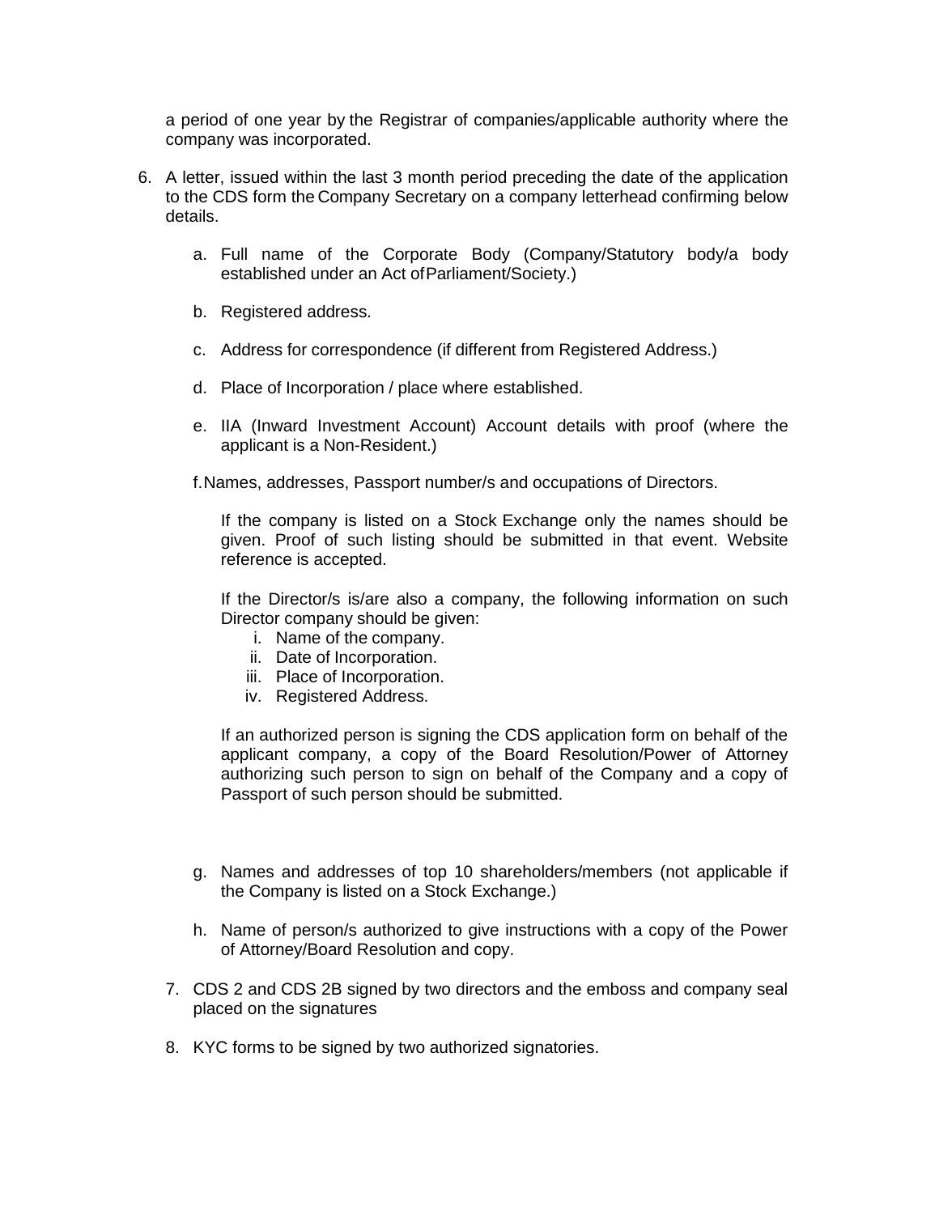a period of one year by the Registrar of companies/applicable authority where the company was incorporated.

6. A letter, issued within the last 3 month period preceding the date of the application to the CDS form the Company Secretary on a company letterhead confirming below details.

    a. Full name of the Corporate Body (Company/Statutory body/a body established under an Act of Parliament/Society.)

    b. Registered address.

    c. Address for correspondence (if different from Registered Address.)

    d. Place of Incorporation / place where established.

    e. IIA (Inward Investment Account) Account details with proof (where the applicant is a Non-Resident.)

    f. Names, addresses, Passport number/s and occupations of Directors.

        If the company is listed on a Stock Exchange only the names should be given. Proof of such listing should be submitted in that event. Website reference is accepted.

        If the Director/s is/are also a company, the following information on such Director company should be given:

        i. Name of the company.
        ii. Date of Incorporation.
        iii. Place of Incorporation.
        iv. Registered Address.

        If an authorized person is signing the CDS application form on behalf of the applicant company, a copy of the Board Resolution/Power of Attorney authorizing such person to sign on behalf of the Company and a copy of Passport of such person should be submitted.

    g. Names and addresses of top 10 shareholders/members (not applicable if the Company is listed on a Stock Exchange.)

    h. Name of person/s authorized to give instructions with a copy of the Power of Attorney/Board Resolution and copy.

7. CDS 2 and CDS 2B signed by two directors and the emboss and company seal placed on the signatures

8. KYC forms to be signed by two authorized signatories.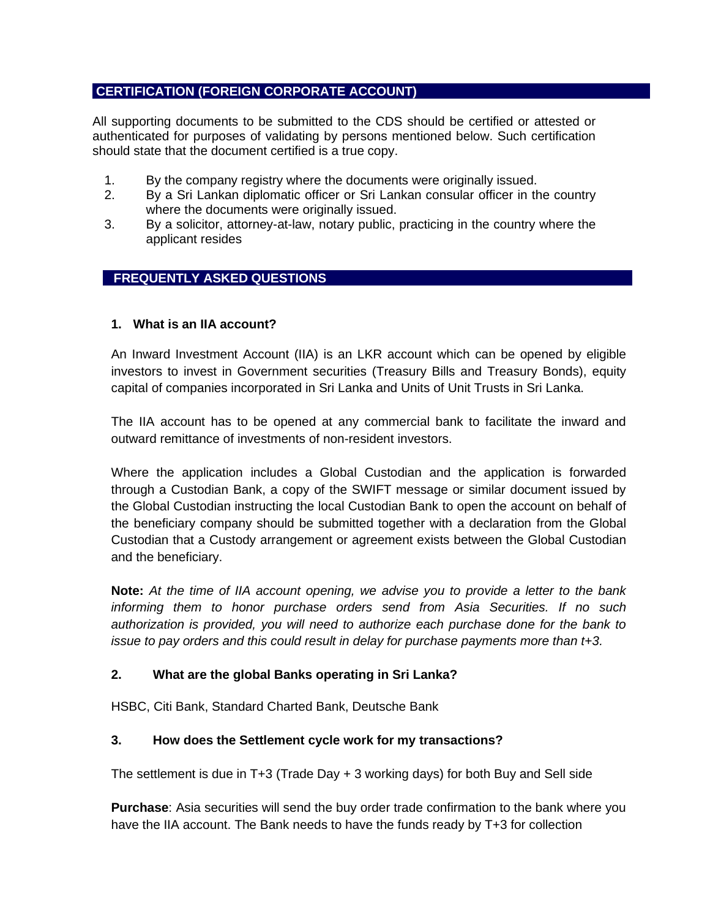## CERTIFICATION (FOREIGN CORPORATE ACCOUNT)

All supporting documents to be submitted to the CDS should be certified or attested or authenticated for purposes of validating by persons mentioned below. Such certification should state that the document certified is a true copy.

1. By the company registry where the documents were originally issued.
2. By a Sri Lankan diplomatic officer or Sri Lankan consular officer in the country where the documents were originally issued.
3. By a solicitor, attorney-at-law, notary public, practicing in the country where the applicant resides

## FREQUENTLY ASKED QUESTIONS

### 1. What is an IIA account?

An Inward Investment Account (IIA) is an LKR account which can be opened by eligible investors to invest in Government securities (Treasury Bills and Treasury Bonds), equity capital of companies incorporated in Sri Lanka and Units of Unit Trusts in Sri Lanka.

The IIA account has to be opened at any commercial bank to facilitate the inward and outward remittance of investments of non-resident investors.

Where the application includes a Global Custodian and the application is forwarded through a Custodian Bank, a copy of the SWIFT message or similar document issued by the Global Custodian instructing the local Custodian Bank to open the account on behalf of the beneficiary company should be submitted together with a declaration from the Global Custodian that a Custody arrangement or agreement exists between the Global Custodian and the beneficiary.

**Note:** *At the time of IIA account opening, we advise you to provide a letter to the bank informing them to honor purchase orders send from Asia Securities. If no such authorization is provided, you will need to authorize each purchase done for the bank to issue to pay orders and this could result in delay for purchase payments more than t+3.*

### 2. What are the global Banks operating in Sri Lanka?

HSBC, Citi Bank, Standard Charted Bank, Deutsche Bank

### 3. How does the Settlement cycle work for my transactions?

The settlement is due in T+3 (Trade Day + 3 working days) for both Buy and Sell side

**Purchase**: Asia securities will send the buy order trade confirmation to the bank where you have the IIA account. The Bank needs to have the funds ready by T+3 for collection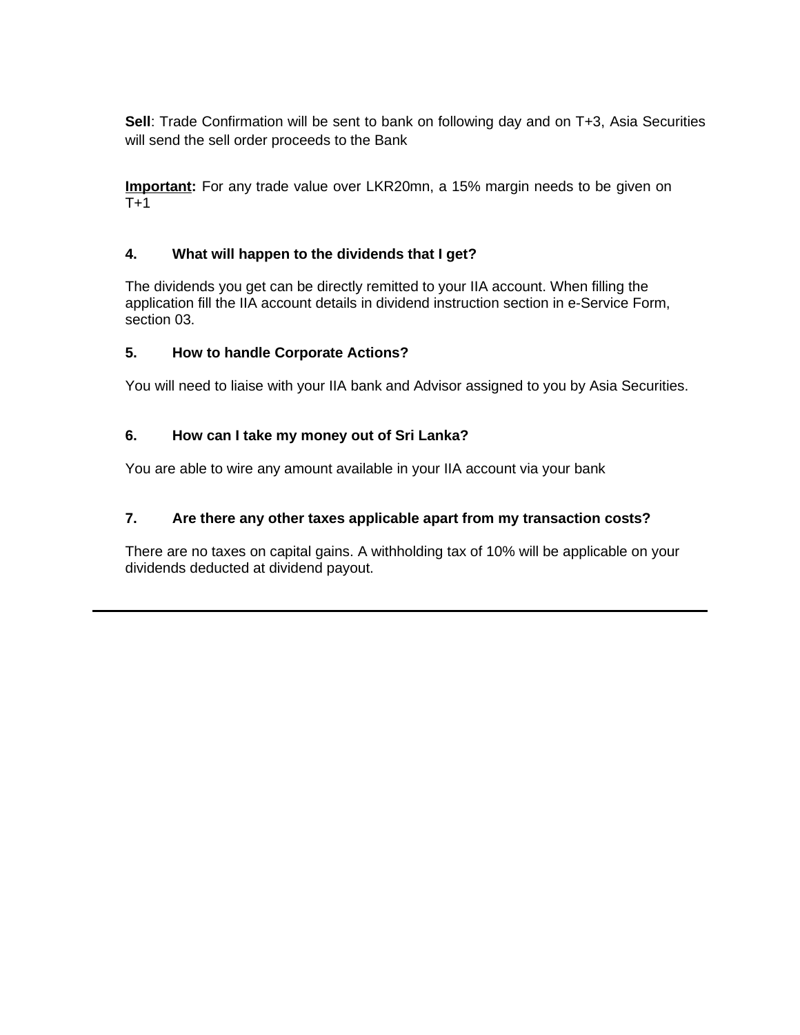**Sell**: Trade Confirmation will be sent to bank on following day and on T+3, Asia Securities will send the sell order proceeds to the Bank

**Important:** For any trade value over LKR20mn, a 15% margin needs to be given on T+1

### 4. What will happen to the dividends that I get?

The dividends you get can be directly remitted to your IIA account. When filling the application fill the IIA account details in dividend instruction section in e-Service Form, section 03.

### 5. How to handle Corporate Actions?

You will need to liaise with your IIA bank and Advisor assigned to you by Asia Securities.

### 6. How can I take my money out of Sri Lanka?

You are able to wire any amount available in your IIA account via your bank

### 7. Are there any other taxes applicable apart from my transaction costs?

There are no taxes on capital gains. A withholding tax of 10% will be applicable on your dividends deducted at dividend payout.

---